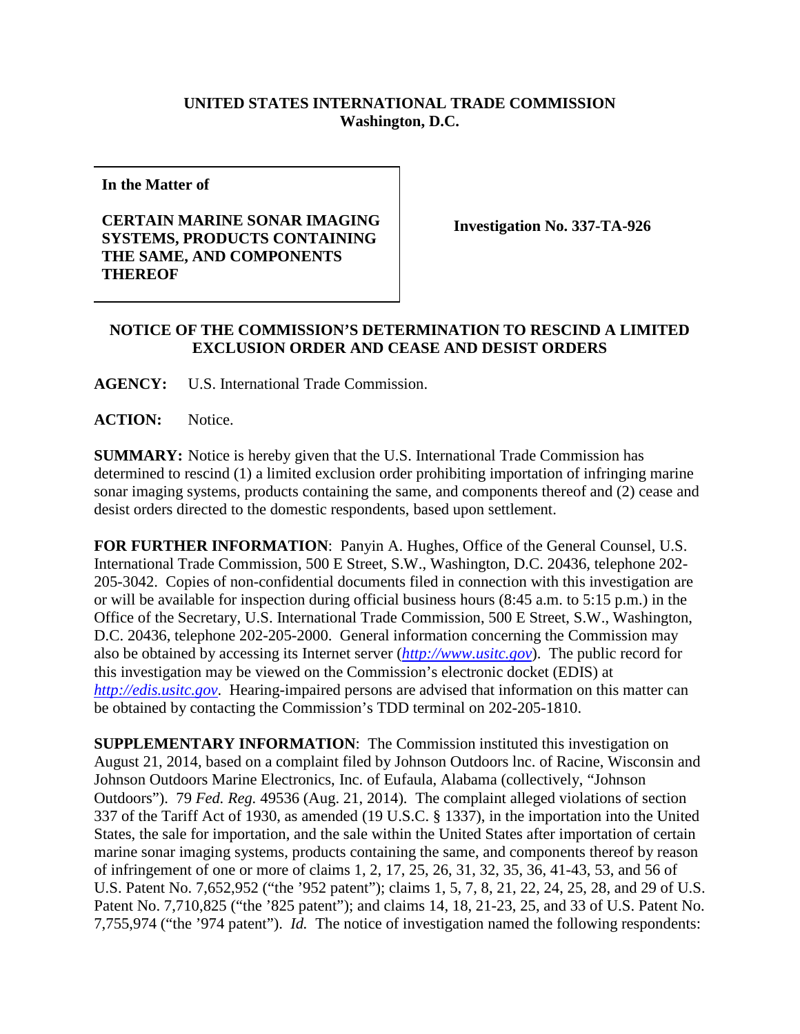**UNITED STATES INTERNATIONAL TRADE COMMISSION**
**Washington, D.C.**

| **In the Matter of** **CERTAIN MARINE SONAR IMAGING SYSTEMS, PRODUCTS CONTAINING THE SAME, AND COMPONENTS THEREOF** | **Investigation No. 337-TA-926** |
|---|---|

**NOTICE OF THE COMMISSION'S DETERMINATION TO RESCIND A LIMITED EXCLUSION ORDER AND CEASE AND DESIST ORDERS**

**AGENCY:** U.S. International Trade Commission.

**ACTION:** Notice.

**SUMMARY:** Notice is hereby given that the U.S. International Trade Commission has determined to rescind (1) a limited exclusion order prohibiting importation of infringing marine sonar imaging systems, products containing the same, and components thereof and (2) cease and desist orders directed to the domestic respondents, based upon settlement.

**FOR FURTHER INFORMATION**: Panyin A. Hughes, Office of the General Counsel, U.S. International Trade Commission, 500 E Street, S.W., Washington, D.C. 20436, telephone 202-205-3042. Copies of non-confidential documents filed in connection with this investigation are or will be available for inspection during official business hours (8:45 a.m. to 5:15 p.m.) in the Office of the Secretary, U.S. International Trade Commission, 500 E Street, S.W., Washington, D.C. 20436, telephone 202-205-2000. General information concerning the Commission may also be obtained by accessing its Internet server (*http://www.usitc.gov*). The public record for this investigation may be viewed on the Commission's electronic docket (EDIS) at *http://edis.usitc.gov*. Hearing-impaired persons are advised that information on this matter can be obtained by contacting the Commission's TDD terminal on 202-205-1810.

**SUPPLEMENTARY INFORMATION**: The Commission instituted this investigation on August 21, 2014, based on a complaint filed by Johnson Outdoors lnc. of Racine, Wisconsin and Johnson Outdoors Marine Electronics, Inc. of Eufaula, Alabama (collectively, "Johnson Outdoors"). 79 *Fed. Reg.* 49536 (Aug. 21, 2014). The complaint alleged violations of section 337 of the Tariff Act of 1930, as amended (19 U.S.C. § 1337), in the importation into the United States, the sale for importation, and the sale within the United States after importation of certain marine sonar imaging systems, products containing the same, and components thereof by reason of infringement of one or more of claims 1, 2, 17, 25, 26, 31, 32, 35, 36, 41-43, 53, and 56 of U.S. Patent No. 7,652,952 ("the '952 patent"); claims 1, 5, 7, 8, 21, 22, 24, 25, 28, and 29 of U.S. Patent No. 7,710,825 ("the '825 patent"); and claims 14, 18, 21-23, 25, and 33 of U.S. Patent No. 7,755,974 ("the '974 patent"). *Id.* The notice of investigation named the following respondents: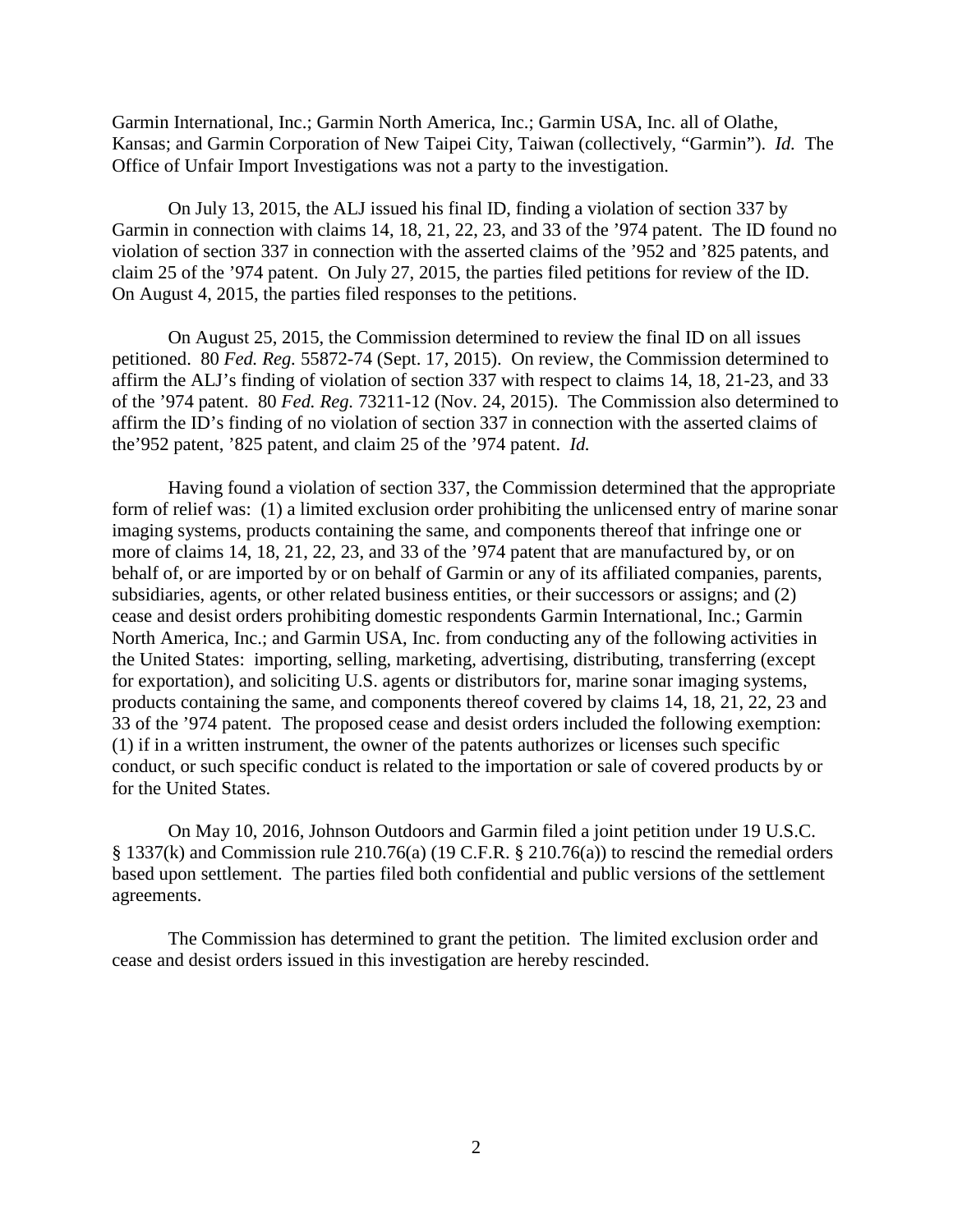Garmin International, Inc.; Garmin North America, Inc.; Garmin USA, Inc. all of Olathe, Kansas; and Garmin Corporation of New Taipei City, Taiwan (collectively, "Garmin"). *Id.* The Office of Unfair Import Investigations was not a party to the investigation.

On July 13, 2015, the ALJ issued his final ID, finding a violation of section 337 by Garmin in connection with claims 14, 18, 21, 22, 23, and 33 of the '974 patent. The ID found no violation of section 337 in connection with the asserted claims of the '952 and '825 patents, and claim 25 of the '974 patent. On July 27, 2015, the parties filed petitions for review of the ID. On August 4, 2015, the parties filed responses to the petitions.

On August 25, 2015, the Commission determined to review the final ID on all issues petitioned. 80 *Fed. Reg.* 55872-74 (Sept. 17, 2015). On review, the Commission determined to affirm the ALJ's finding of violation of section 337 with respect to claims 14, 18, 21-23, and 33 of the '974 patent. 80 *Fed. Reg.* 73211-12 (Nov. 24, 2015). The Commission also determined to affirm the ID's finding of no violation of section 337 in connection with the asserted claims of the'952 patent, '825 patent, and claim 25 of the '974 patent. *Id.*

Having found a violation of section 337, the Commission determined that the appropriate form of relief was: (1) a limited exclusion order prohibiting the unlicensed entry of marine sonar imaging systems, products containing the same, and components thereof that infringe one or more of claims 14, 18, 21, 22, 23, and 33 of the '974 patent that are manufactured by, or on behalf of, or are imported by or on behalf of Garmin or any of its affiliated companies, parents, subsidiaries, agents, or other related business entities, or their successors or assigns; and (2) cease and desist orders prohibiting domestic respondents Garmin International, Inc.; Garmin North America, Inc.; and Garmin USA, Inc. from conducting any of the following activities in the United States: importing, selling, marketing, advertising, distributing, transferring (except for exportation), and soliciting U.S. agents or distributors for, marine sonar imaging systems, products containing the same, and components thereof covered by claims 14, 18, 21, 22, 23 and 33 of the '974 patent. The proposed cease and desist orders included the following exemption: (1) if in a written instrument, the owner of the patents authorizes or licenses such specific conduct, or such specific conduct is related to the importation or sale of covered products by or for the United States.

On May 10, 2016, Johnson Outdoors and Garmin filed a joint petition under 19 U.S.C. § 1337(k) and Commission rule 210.76(a) (19 C.F.R. § 210.76(a)) to rescind the remedial orders based upon settlement. The parties filed both confidential and public versions of the settlement agreements.

The Commission has determined to grant the petition. The limited exclusion order and cease and desist orders issued in this investigation are hereby rescinded.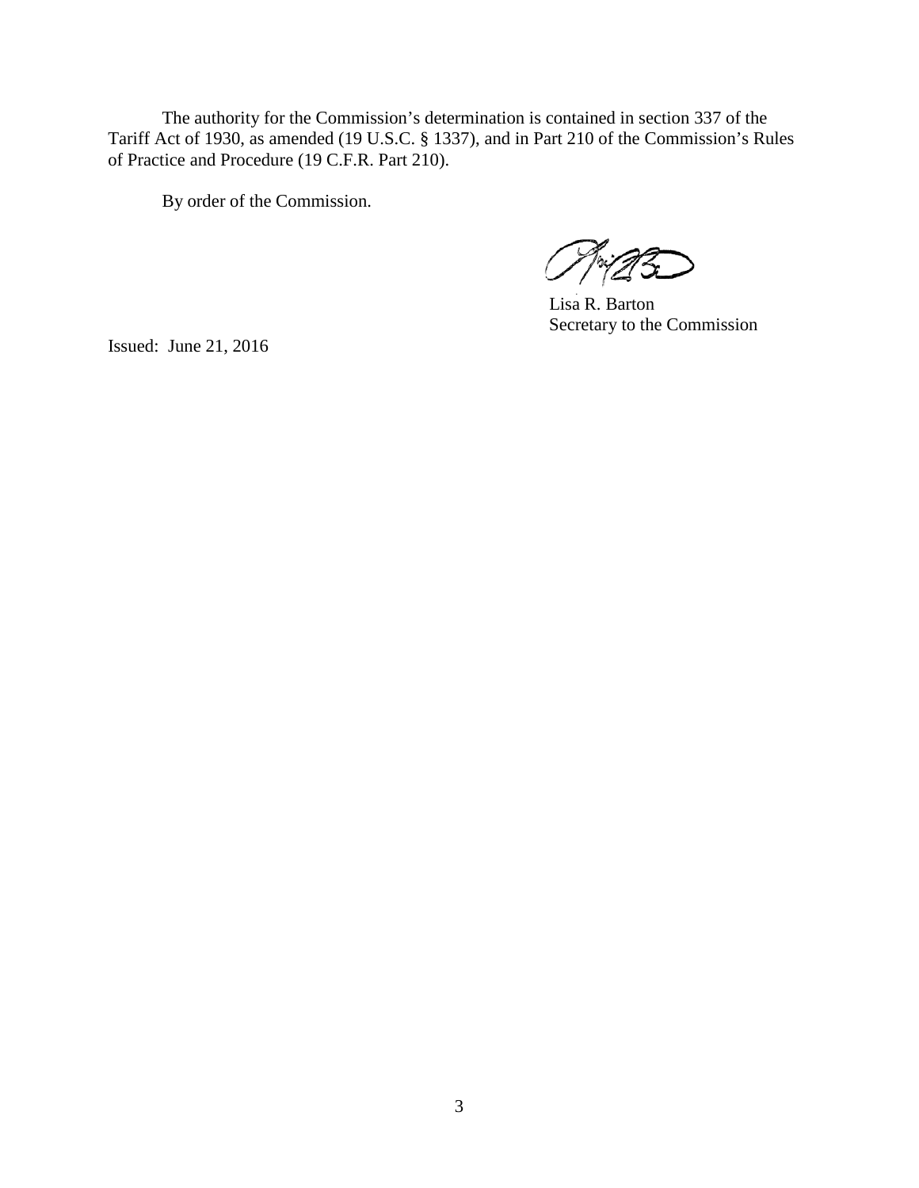The authority for the Commission's determination is contained in section 337 of the Tariff Act of 1930, as amended (19 U.S.C. § 1337), and in Part 210 of the Commission's Rules of Practice and Procedure (19 C.F.R. Part 210).

By order of the Commission.

Lisa R. Barton
Secretary to the Commission

Issued: June 21, 2016